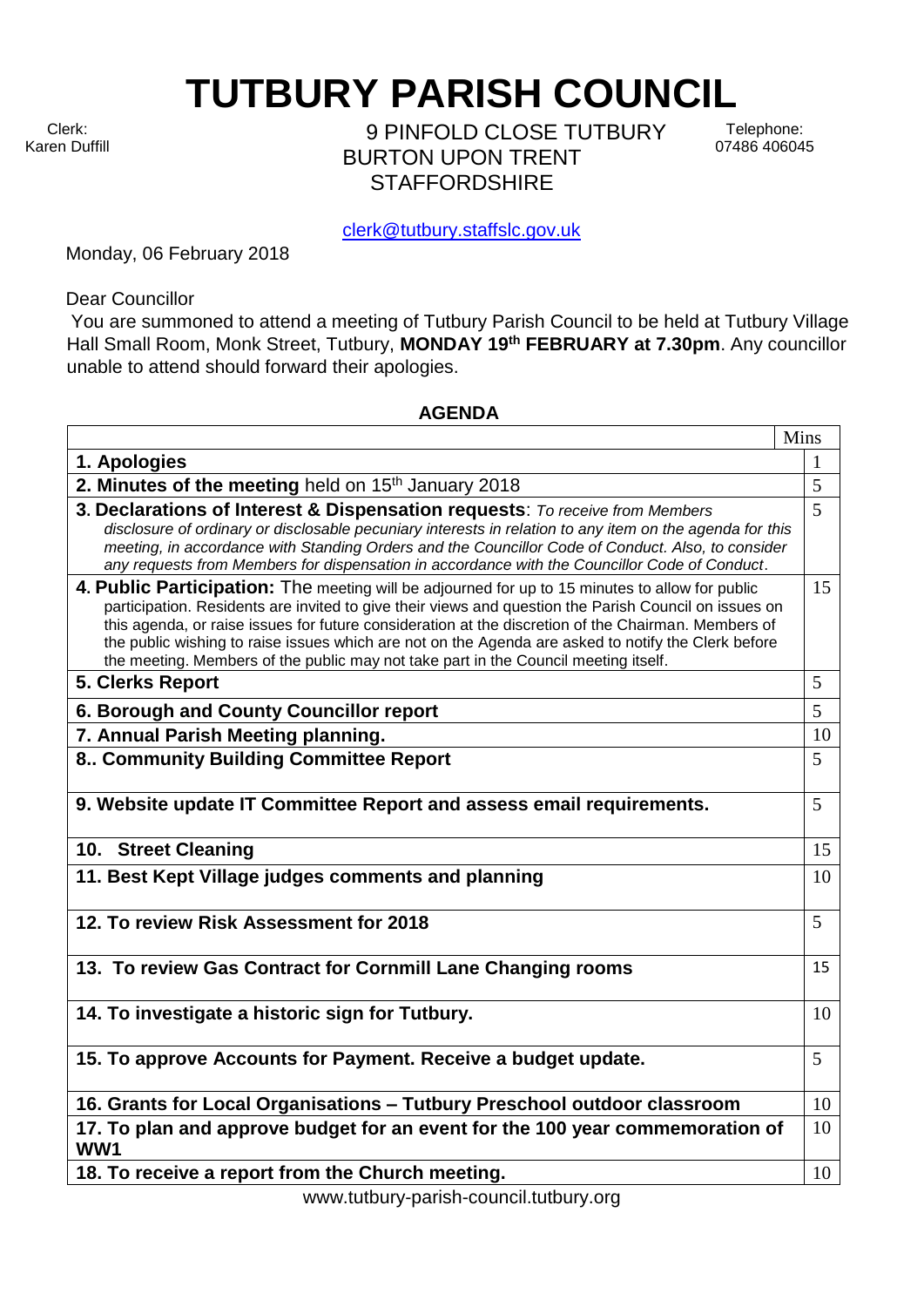# TUTBURY PARISH COUNCIL

Clerk:
Karen Duffill

9 PINFOLD CLOSE TUTBURY
BURTON UPON TRENT
STAFFORDSHIRE

Telephone:
07486 406045

clerk@tutbury.staffslc.gov.uk

Monday, 06 February 2018

Dear Councillor

You are summoned to attend a meeting of Tutbury Parish Council to be held at Tutbury Village Hall Small Room, Monk Street, Tutbury, **MONDAY 19th FEBRUARY at 7.30pm**. Any councillor unable to attend should forward their apologies.

## AGENDA

| | Mins |
|---|---|
| **1. Apologies** | 1 |
| **2. Minutes of the meeting** held on 15th January 2018 | 5 |
| **3. Declarations of Interest & Dispensation requests**: *To receive from Members disclosure of ordinary or disclosable pecuniary interests in relation to any item on the agenda for this meeting, in accordance with Standing Orders and the Councillor Code of Conduct. Also, to consider any requests from Members for dispensation in accordance with the Councillor Code of Conduct*. | 5 |
| **4. Public Participation:** The meeting will be adjourned for up to 15 minutes to allow for public participation. Residents are invited to give their views and question the Parish Council on issues on this agenda, or raise issues for future consideration at the discretion of the Chairman. Members of the public wishing to raise issues which are not on the Agenda are asked to notify the Clerk before the meeting. Members of the public may not take part in the Council meeting itself. | 15 |
| **5. Clerks Report** | 5 |
| **6. Borough and County Councillor report** | 5 |
| **7. Annual Parish Meeting planning.** | 10 |
| **8.. Community Building Committee Report** | 5 |
| **9. Website update IT Committee Report and assess email requirements.** | 5 |
| **10. Street Cleaning** | 15 |
| **11. Best Kept Village judges comments and planning** | 10 |
| **12. To review Risk Assessment for 2018** | 5 |
| **13. To review Gas Contract for Cornmill Lane Changing rooms** | 15 |
| **14. To investigate a historic sign for Tutbury.** | 10 |
| **15. To approve Accounts for Payment. Receive a budget update.** | 5 |
| **16. Grants for Local Organisations – Tutbury Preschool outdoor classroom** | 10 |
| **17. To plan and approve budget for an event for the 100 year commemoration of WW1** | 10 |
| **18. To receive a report from the Church meeting.** | 10 |

www.tutbury-parish-council.tutbury.org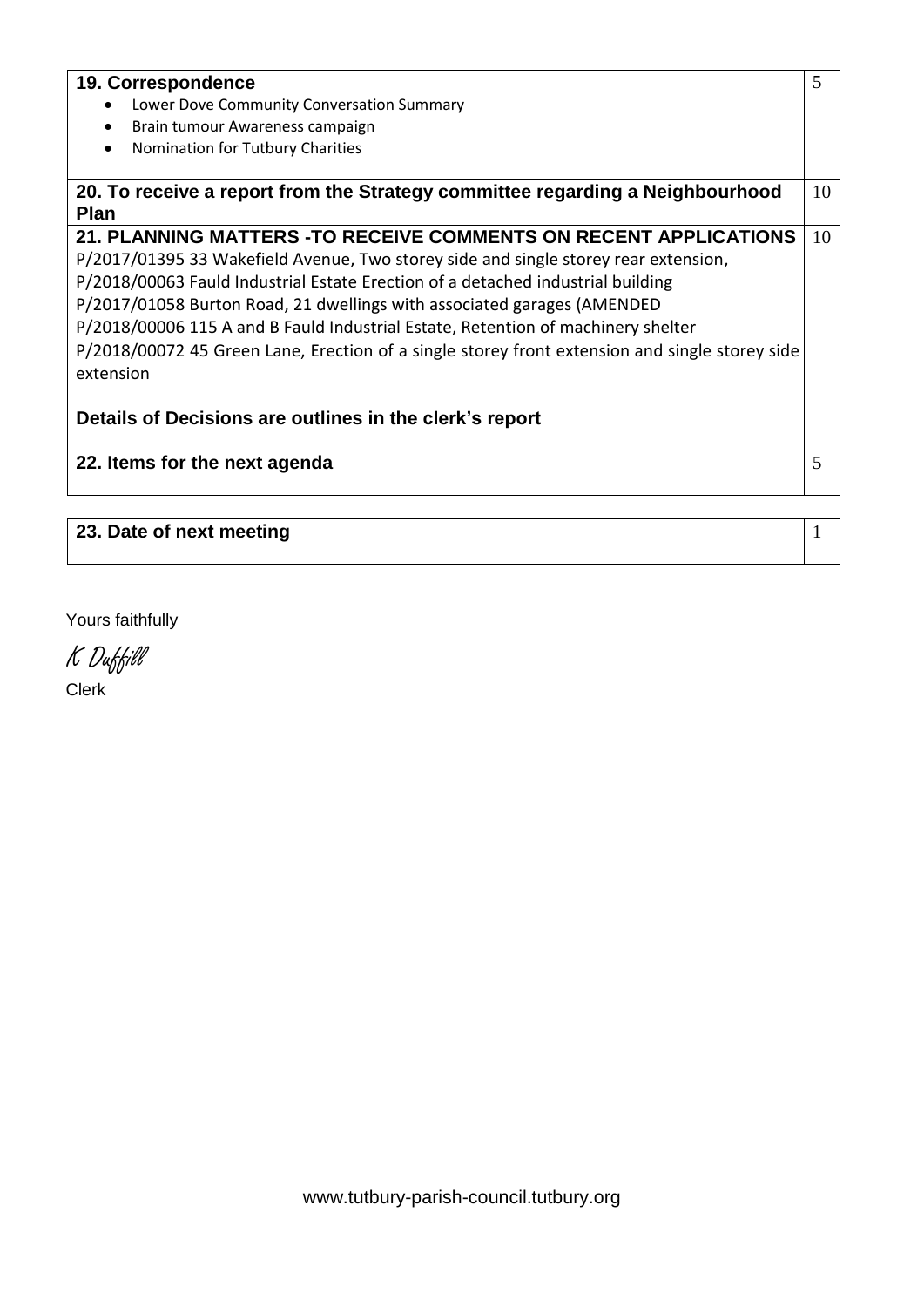| | |
|---|---|
| **19. Correspondence**<br>• Lower Dove Community Conversation Summary<br>• Brain tumour Awareness campaign<br>• Nomination for Tutbury Charities | 5 |
| **20. To receive a report from the Strategy committee regarding a Neighbourhood Plan** | 10 |
| **21. PLANNING MATTERS -TO RECEIVE COMMENTS ON RECENT APPLICATIONS**<br>P/2017/01395 33 Wakefield Avenue, Two storey side and single storey rear extension,<br>P/2018/00063 Fauld Industrial Estate Erection of a detached industrial building<br>P/2017/01058 Burton Road, 21 dwellings with associated garages (AMENDED<br>P/2018/00006 115 A and B Fauld Industrial Estate, Retention of machinery shelter<br>P/2018/00072 45 Green Lane, Erection of a single storey front extension and single storey side extension<br><br>**Details of Decisions are outlines in the clerk's report** | 10 |
| **22. Items for the next agenda** | 5 |

| | |
|---|---|
| **23. Date of next meeting** | 1 |

Yours faithfully

K Duffill

Clerk

www.tutbury-parish-council.tutbury.org